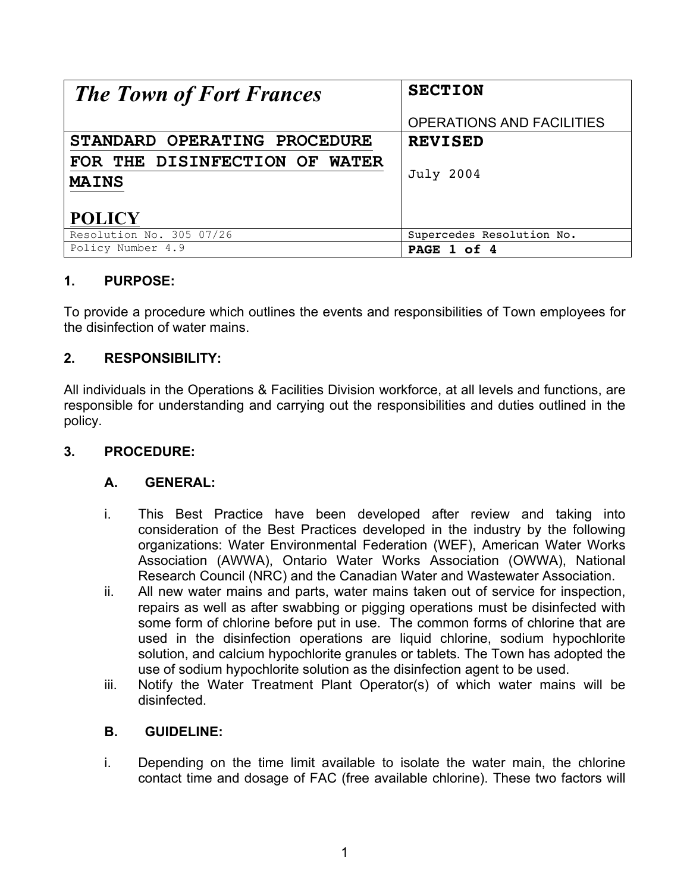| *The Town of Fort Frances* | **SECTION**<br><br>OPERATIONS AND FACILITIES |
|---|---|
| **STANDARD OPERATING PROCEDURE FOR THE DISINFECTION OF WATER MAINS**<br><br>**POLICY** | **REVISED**<br><br>July 2004 |
| Resolution No. 305 07/26 | Supercedes Resolution No. |
| Policy Number 4.9 | **PAGE 1 of 4** |

## 1. PURPOSE:

To provide a procedure which outlines the events and responsibilities of Town employees for the disinfection of water mains.

## 2. RESPONSIBILITY:

All individuals in the Operations & Facilities Division workforce, at all levels and functions, are responsible for understanding and carrying out the responsibilities and duties outlined in the policy.

## 3. PROCEDURE:

### A. GENERAL:

i. This Best Practice have been developed after review and taking into consideration of the Best Practices developed in the industry by the following organizations: Water Environmental Federation (WEF), American Water Works Association (AWWA), Ontario Water Works Association (OWWA), National Research Council (NRC) and the Canadian Water and Wastewater Association.

ii. All new water mains and parts, water mains taken out of service for inspection, repairs as well as after swabbing or pigging operations must be disinfected with some form of chlorine before put in use. The common forms of chlorine that are used in the disinfection operations are liquid chlorine, sodium hypochlorite solution, and calcium hypochlorite granules or tablets. The Town has adopted the use of sodium hypochlorite solution as the disinfection agent to be used.

iii. Notify the Water Treatment Plant Operator(s) of which water mains will be disinfected.

### B. GUIDELINE:

i. Depending on the time limit available to isolate the water main, the chlorine contact time and dosage of FAC (free available chlorine). These two factors will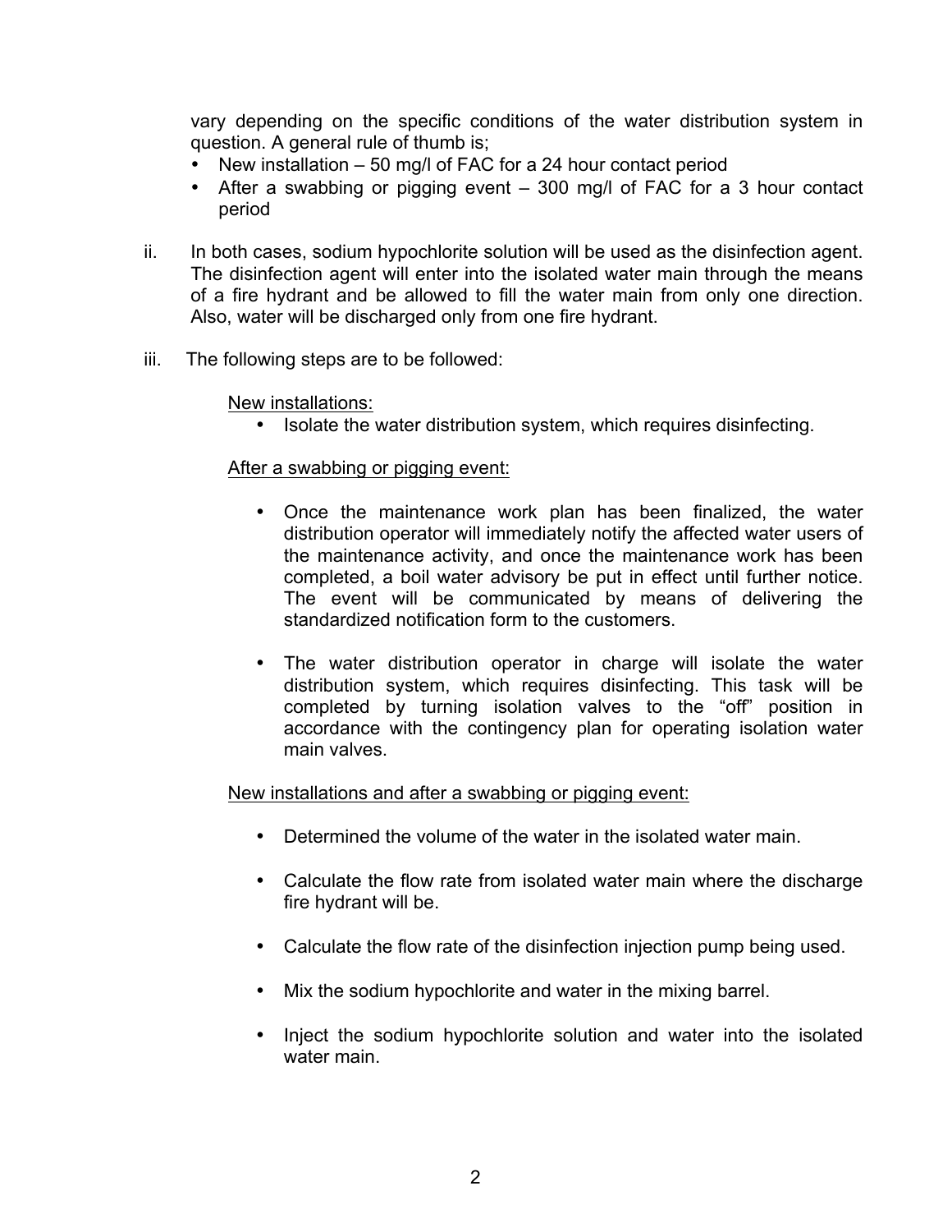vary depending on the specific conditions of the water distribution system in question. A general rule of thumb is;

- New installation – 50 mg/l of FAC for a 24 hour contact period
- After a swabbing or pigging event – 300 mg/l of FAC for a 3 hour contact period

ii. In both cases, sodium hypochlorite solution will be used as the disinfection agent. The disinfection agent will enter into the isolated water main through the means of a fire hydrant and be allowed to fill the water main from only one direction. Also, water will be discharged only from one fire hydrant.

iii. The following steps are to be followed:

<u>New installations:</u>

- Isolate the water distribution system, which requires disinfecting.

<u>After a swabbing or pigging event:</u>

- Once the maintenance work plan has been finalized, the water distribution operator will immediately notify the affected water users of the maintenance activity, and once the maintenance work has been completed, a boil water advisory be put in effect until further notice. The event will be communicated by means of delivering the standardized notification form to the customers.

- The water distribution operator in charge will isolate the water distribution system, which requires disinfecting. This task will be completed by turning isolation valves to the "off" position in accordance with the contingency plan for operating isolation water main valves.

<u>New installations and after a swabbing or pigging event:</u>

- Determined the volume of the water in the isolated water main.

- Calculate the flow rate from isolated water main where the discharge fire hydrant will be.

- Calculate the flow rate of the disinfection injection pump being used.

- Mix the sodium hypochlorite and water in the mixing barrel.

- Inject the sodium hypochlorite solution and water into the isolated water main.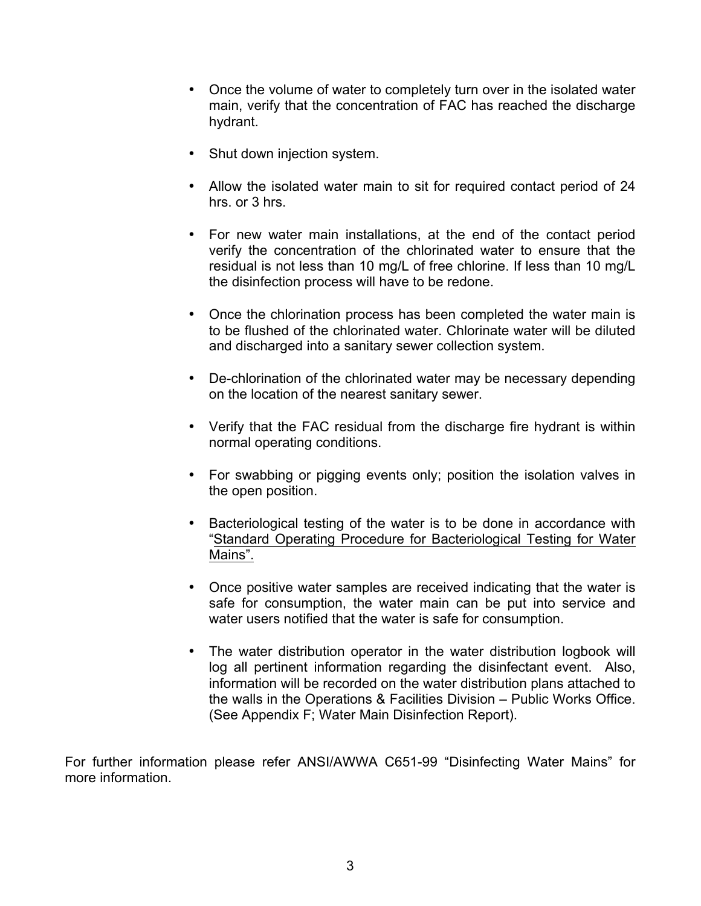- Once the volume of water to completely turn over in the isolated water main, verify that the concentration of FAC has reached the discharge hydrant.

- Shut down injection system.

- Allow the isolated water main to sit for required contact period of 24 hrs. or 3 hrs.

- For new water main installations, at the end of the contact period verify the concentration of the chlorinated water to ensure that the residual is not less than 10 mg/L of free chlorine. If less than 10 mg/L the disinfection process will have to be redone.

- Once the chlorination process has been completed the water main is to be flushed of the chlorinated water. Chlorinate water will be diluted and discharged into a sanitary sewer collection system.

- De-chlorination of the chlorinated water may be necessary depending on the location of the nearest sanitary sewer.

- Verify that the FAC residual from the discharge fire hydrant is within normal operating conditions.

- For swabbing or pigging events only; position the isolation valves in the open position.

- Bacteriological testing of the water is to be done in accordance with "Standard Operating Procedure for Bacteriological Testing for Water Mains".

- Once positive water samples are received indicating that the water is safe for consumption, the water main can be put into service and water users notified that the water is safe for consumption.

- The water distribution operator in the water distribution logbook will log all pertinent information regarding the disinfectant event. Also, information will be recorded on the water distribution plans attached to the walls in the Operations & Facilities Division – Public Works Office. (See Appendix F; Water Main Disinfection Report).

For further information please refer ANSI/AWWA C651-99 "Disinfecting Water Mains" for more information.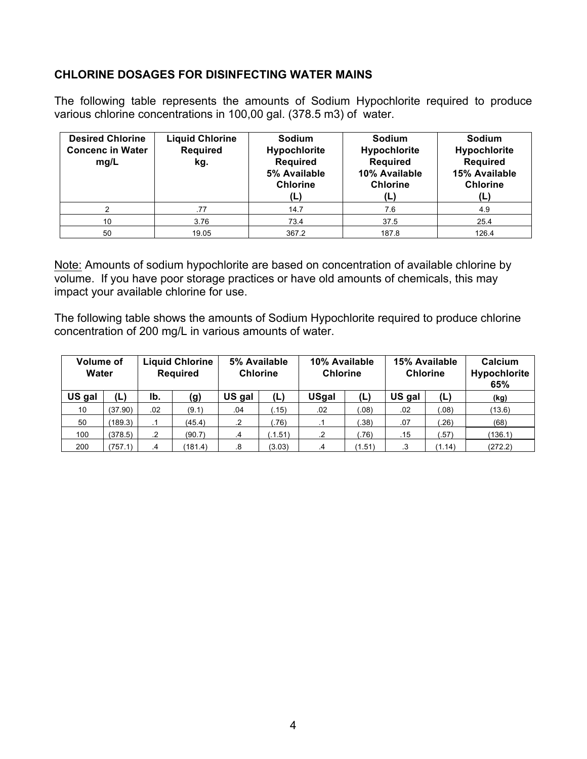**CHLORINE DOSAGES FOR DISINFECTING WATER MAINS**

The following table represents the amounts of Sodium Hypochlorite required to produce various chlorine concentrations in 100,00 gal. (378.5 m3) of water.

| Desired Chlorine Concenc in Water mg/L | Liquid Chlorine Required kg. | Sodium Hypochlorite Required 5% Available Chlorine (L) | Sodium Hypochlorite Required 10% Available Chlorine (L) | Sodium Hypochlorite Required 15% Available Chlorine (L) |
|---|---|---|---|---|
| 2 | .77 | 14.7 | 7.6 | 4.9 |
| 10 | 3.76 | 73.4 | 37.5 | 25.4 |
| 50 | 19.05 | 367.2 | 187.8 | 126.4 |

Note: Amounts of sodium hypochlorite are based on concentration of available chlorine by volume. If you have poor storage practices or have old amounts of chemicals, this may impact your available chlorine for use.

The following table shows the amounts of Sodium Hypochlorite required to produce chlorine concentration of 200 mg/L in various amounts of water.

| Volume of Water | | Liquid Chlorine Required | | 5% Available Chlorine | | 10% Available Chlorine | | 15% Available Chlorine | | Calcium Hypochlorite 65% |
|---|---|---|---|---|---|---|---|---|---|---|
| US gal | (L) | lb. | (g) | US gal | (L) | USgal | (L) | US gal | (L) | (kg) |
| 10 | (37.90) | .02 | (9.1) | .04 | (.15) | .02 | (.08) | .02 | (.08) | (13.6) |
| 50 | (189.3) | .1 | (45.4) | .2 | (.76) | .1 | (.38) | .07 | (.26) | (68) |
| 100 | (378.5) | .2 | (90.7) | .4 | (.1.51) | .2 | (.76) | .15 | (.57) | (136.1) |
| 200 | (757.1) | .4 | (181.4) | .8 | (3.03) | .4 | (1.51) | .3 | (1.14) | (272.2) |